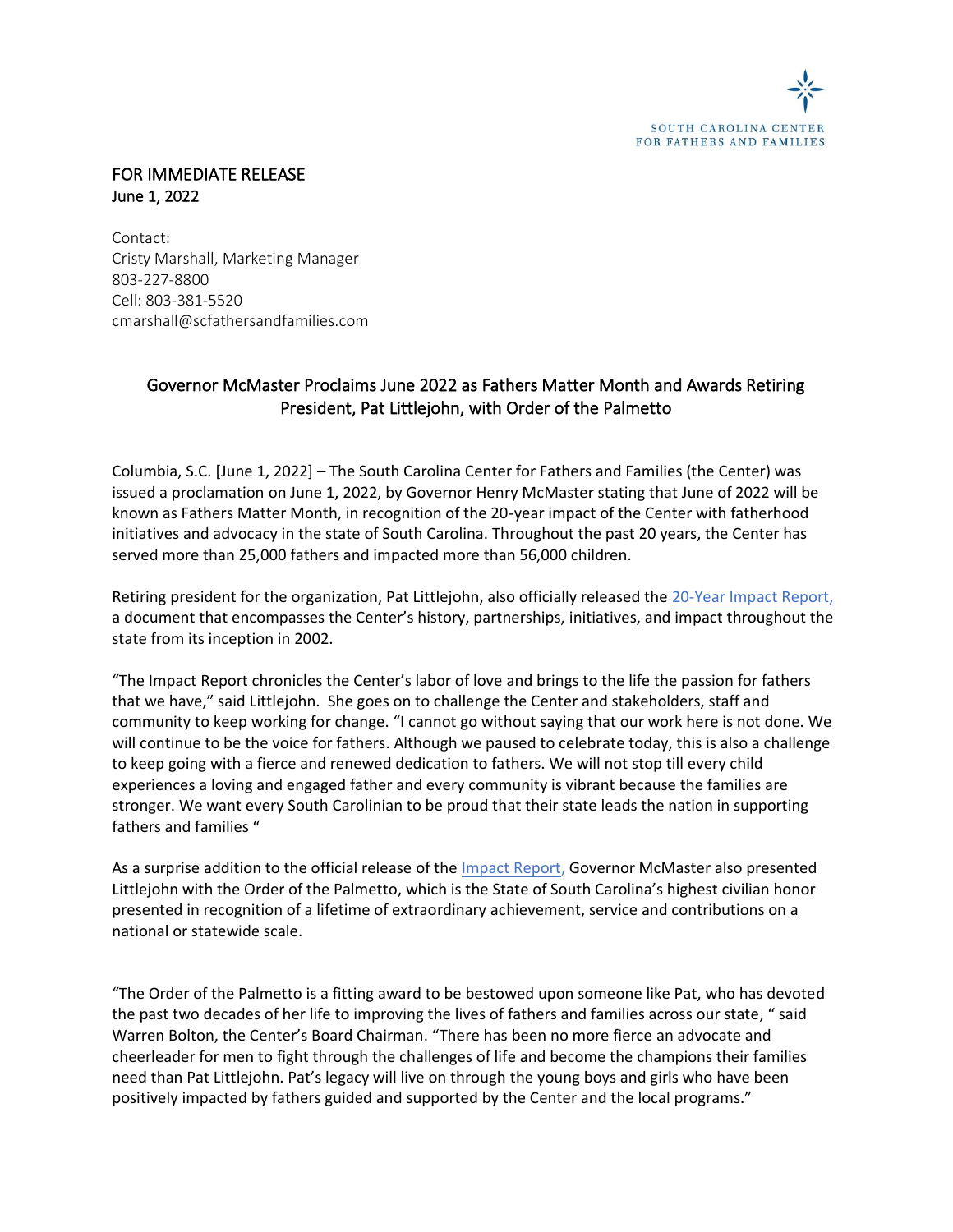SOUTH CAROLINA CENTER
FOR FATHERS AND FAMILIES

FOR IMMEDIATE RELEASE
June 1, 2022

Contact:
Cristy Marshall, Marketing Manager
803-227-8800
Cell: 803-381-5520
cmarshall@scfathersandfamilies.com

## Governor McMaster Proclaims June 2022 as Fathers Matter Month and Awards Retiring President, Pat Littlejohn, with Order of the Palmetto

Columbia, S.C. [June 1, 2022] – The South Carolina Center for Fathers and Families (the Center) was issued a proclamation on June 1, 2022, by Governor Henry McMaster stating that June of 2022 will be known as Fathers Matter Month, in recognition of the 20-year impact of the Center with fatherhood initiatives and advocacy in the state of South Carolina. Throughout the past 20 years, the Center has served more than 25,000 fathers and impacted more than 56,000 children.

Retiring president for the organization, Pat Littlejohn, also officially released the 20-Year Impact Report, a document that encompasses the Center's history, partnerships, initiatives, and impact throughout the state from its inception in 2002.

"The Impact Report chronicles the Center's labor of love and brings to the life the passion for fathers that we have," said Littlejohn. She goes on to challenge the Center and stakeholders, staff and community to keep working for change. "I cannot go without saying that our work here is not done. We will continue to be the voice for fathers. Although we paused to celebrate today, this is also a challenge to keep going with a fierce and renewed dedication to fathers. We will not stop till every child experiences a loving and engaged father and every community is vibrant because the families are stronger. We want every South Carolinian to be proud that their state leads the nation in supporting fathers and families "

As a surprise addition to the official release of the Impact Report, Governor McMaster also presented Littlejohn with the Order of the Palmetto, which is the State of South Carolina's highest civilian honor presented in recognition of a lifetime of extraordinary achievement, service and contributions on a national or statewide scale.

"The Order of the Palmetto is a fitting award to be bestowed upon someone like Pat, who has devoted the past two decades of her life to improving the lives of fathers and families across our state, " said Warren Bolton, the Center's Board Chairman. "There has been no more fierce an advocate and cheerleader for men to fight through the challenges of life and become the champions their families need than Pat Littlejohn. Pat's legacy will live on through the young boys and girls who have been positively impacted by fathers guided and supported by the Center and the local programs."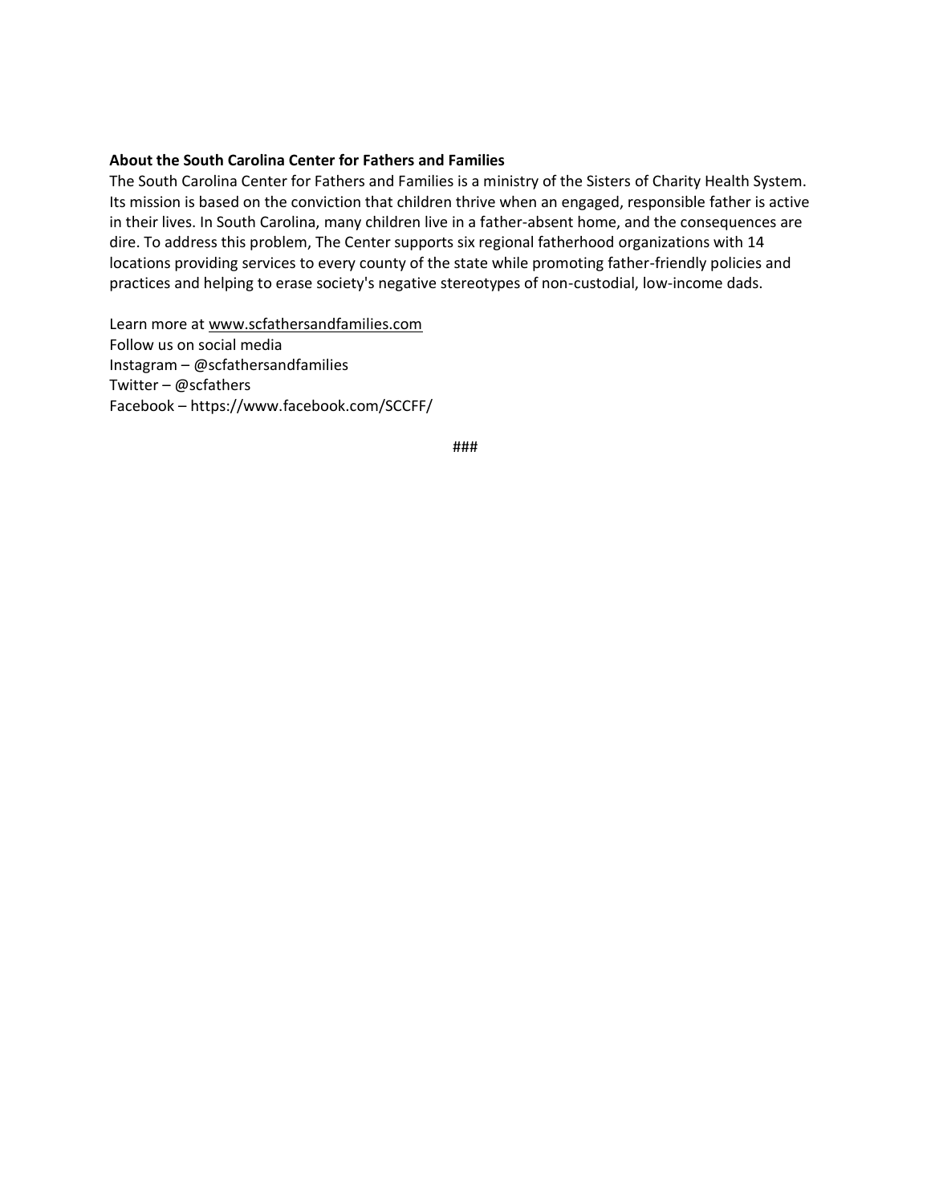**About the South Carolina Center for Fathers and Families**

The South Carolina Center for Fathers and Families is a ministry of the Sisters of Charity Health System. Its mission is based on the conviction that children thrive when an engaged, responsible father is active in their lives. In South Carolina, many children live in a father-absent home, and the consequences are dire. To address this problem, The Center supports six regional fatherhood organizations with 14 locations providing services to every county of the state while promoting father-friendly policies and practices and helping to erase society's negative stereotypes of non-custodial, low-income dads.

Learn more at www.scfathersandfamilies.com  
Follow us on social media  
Instagram – @scfathersandfamilies  
Twitter – @scfathers  
Facebook – https://www.facebook.com/SCCFF/

###